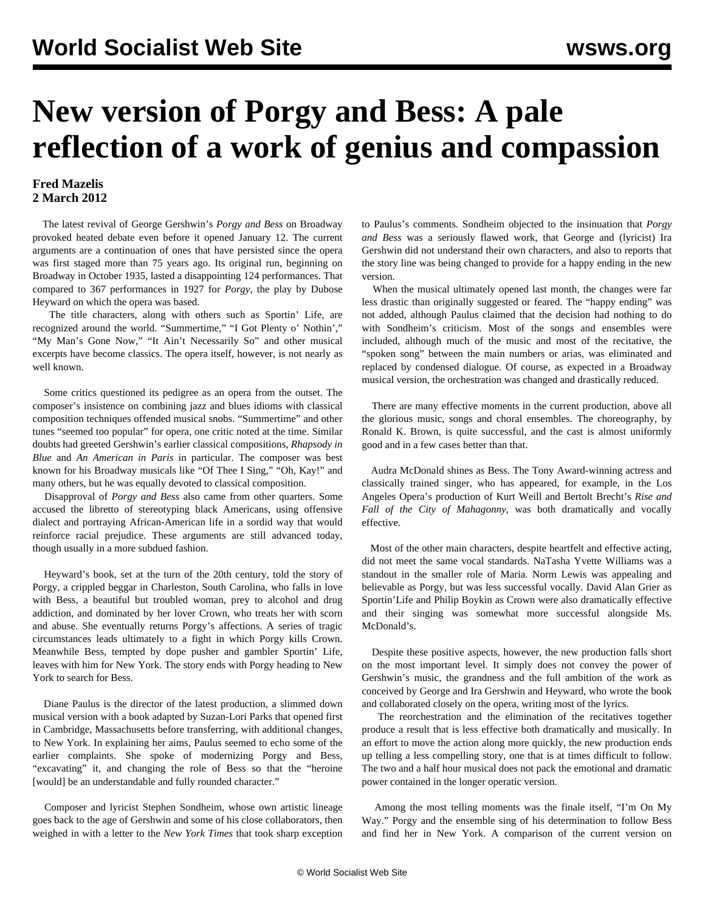# New version of Porgy and Bess: A pale reflection of a work of genius and compassion

**Fred Mazelis**
**2 March 2012**

The latest revival of George Gershwin's *Porgy and Bess* on Broadway provoked heated debate even before it opened January 12. The current arguments are a continuation of ones that have persisted since the opera was first staged more than 75 years ago. Its original run, beginning on Broadway in October 1935, lasted a disappointing 124 performances. That compared to 367 performances in 1927 for *Porgy*, the play by Dubose Heyward on which the opera was based.

The title characters, along with others such as Sportin' Life, are recognized around the world. "Summertime," "I Got Plenty o' Nothin'," "My Man's Gone Now," "It Ain't Necessarily So" and other musical excerpts have become classics. The opera itself, however, is not nearly as well known.

Some critics questioned its pedigree as an opera from the outset. The composer's insistence on combining jazz and blues idioms with classical composition techniques offended musical snobs. "Summertime" and other tunes "seemed too popular" for opera, one critic noted at the time. Similar doubts had greeted Gershwin's earlier classical compositions, *Rhapsody in Blue* and *An American in Paris* in particular. The composer was best known for his Broadway musicals like "Of Thee I Sing," "Oh, Kay!" and many others, but he was equally devoted to classical composition.

Disapproval of *Porgy and Bess* also came from other quarters. Some accused the libretto of stereotyping black Americans, using offensive dialect and portraying African-American life in a sordid way that would reinforce racial prejudice. These arguments are still advanced today, though usually in a more subdued fashion.

Heyward's book, set at the turn of the 20th century, told the story of Porgy, a crippled beggar in Charleston, South Carolina, who falls in love with Bess, a beautiful but troubled woman, prey to alcohol and drug addiction, and dominated by her lover Crown, who treats her with scorn and abuse. She eventually returns Porgy's affections. A series of tragic circumstances leads ultimately to a fight in which Porgy kills Crown. Meanwhile Bess, tempted by dope pusher and gambler Sportin' Life, leaves with him for New York. The story ends with Porgy heading to New York to search for Bess.

Diane Paulus is the director of the latest production, a slimmed down musical version with a book adapted by Suzan-Lori Parks that opened first in Cambridge, Massachusetts before transferring, with additional changes, to New York. In explaining her aims, Paulus seemed to echo some of the earlier complaints. She spoke of modernizing Porgy and Bess, "excavating" it, and changing the role of Bess so that the "heroine [would] be an understandable and fully rounded character."

Composer and lyricist Stephen Sondheim, whose own artistic lineage goes back to the age of Gershwin and some of his close collaborators, then weighed in with a letter to the *New York Times* that took sharp exception to Paulus's comments. Sondheim objected to the insinuation that *Porgy and Bess* was a seriously flawed work, that George and (lyricist) Ira Gershwin did not understand their own characters, and also to reports that the story line was being changed to provide for a happy ending in the new version.

When the musical ultimately opened last month, the changes were far less drastic than originally suggested or feared. The "happy ending" was not added, although Paulus claimed that the decision had nothing to do with Sondheim's criticism. Most of the songs and ensembles were included, although much of the music and most of the recitative, the "spoken song" between the main numbers or arias, was eliminated and replaced by condensed dialogue. Of course, as expected in a Broadway musical version, the orchestration was changed and drastically reduced.

There are many effective moments in the current production, above all the glorious music, songs and choral ensembles. The choreography, by Ronald K. Brown, is quite successful, and the cast is almost uniformly good and in a few cases better than that.

Audra McDonald shines as Bess. The Tony Award-winning actress and classically trained singer, who has appeared, for example, in the Los Angeles Opera's production of Kurt Weill and Bertolt Brecht's *Rise and Fall of the City of Mahagonny*, was both dramatically and vocally effective.

Most of the other main characters, despite heartfelt and effective acting, did not meet the same vocal standards. NaTasha Yvette Williams was a standout in the smaller role of Maria. Norm Lewis was appealing and believable as Porgy, but was less successful vocally. David Alan Grier as Sportin'Life and Philip Boykin as Crown were also dramatically effective and their singing was somewhat more successful alongside Ms. McDonald's.

Despite these positive aspects, however, the new production falls short on the most important level. It simply does not convey the power of Gershwin's music, the grandness and the full ambition of the work as conceived by George and Ira Gershwin and Heyward, who wrote the book and collaborated closely on the opera, writing most of the lyrics.

The reorchestration and the elimination of the recitatives together produce a result that is less effective both dramatically and musically. In an effort to move the action along more quickly, the new production ends up telling a less compelling story, one that is at times difficult to follow. The two and a half hour musical does not pack the emotional and dramatic power contained in the longer operatic version.

Among the most telling moments was the finale itself, "I'm On My Way." Porgy and the ensemble sing of his determination to follow Bess and find her in New York. A comparison of the current version on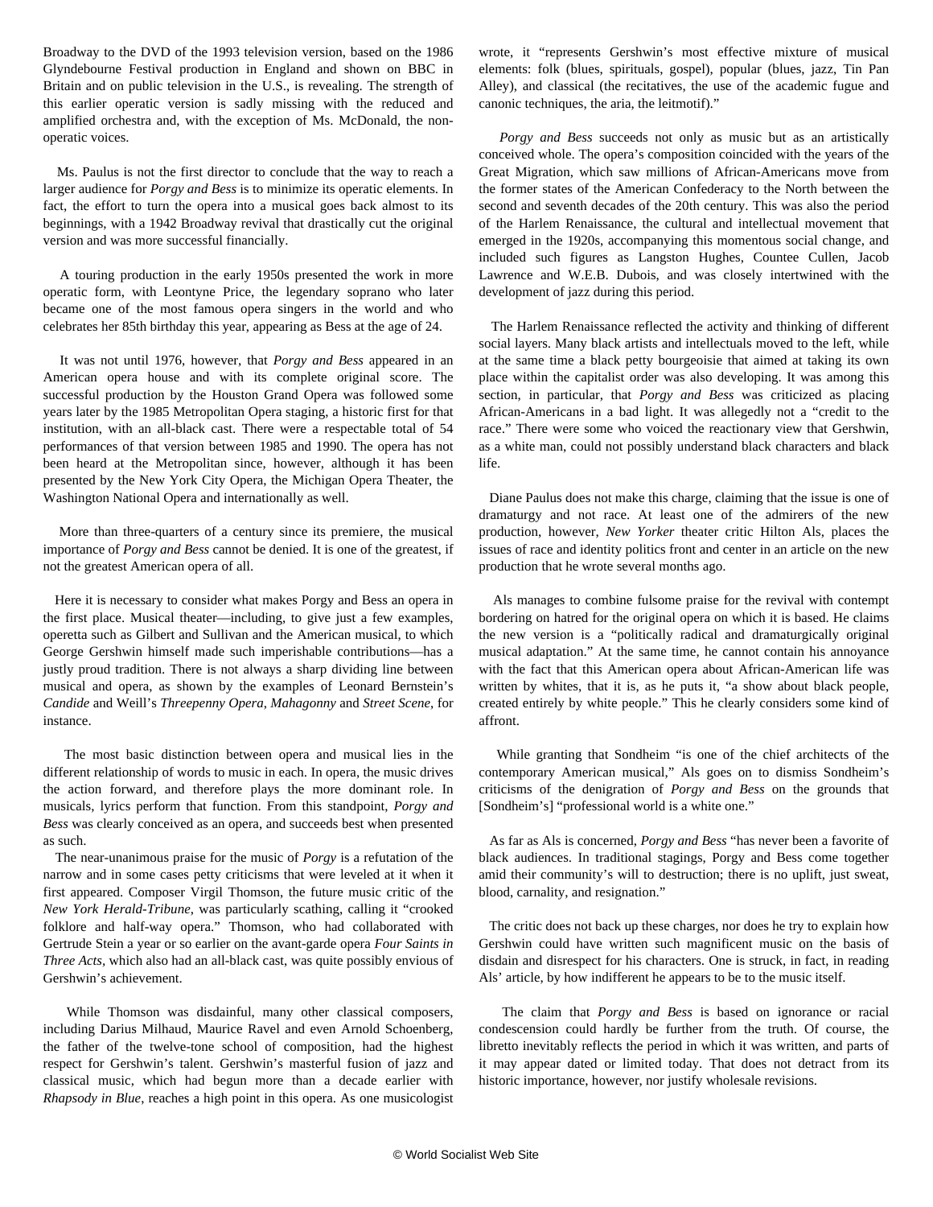Broadway to the DVD of the 1993 television version, based on the 1986 Glyndebourne Festival production in England and shown on BBC in Britain and on public television in the U.S., is revealing. The strength of this earlier operatic version is sadly missing with the reduced and amplified orchestra and, with the exception of Ms. McDonald, the non-operatic voices.

Ms. Paulus is not the first director to conclude that the way to reach a larger audience for *Porgy and Bess* is to minimize its operatic elements. In fact, the effort to turn the opera into a musical goes back almost to its beginnings, with a 1942 Broadway revival that drastically cut the original version and was more successful financially.

A touring production in the early 1950s presented the work in more operatic form, with Leontyne Price, the legendary soprano who later became one of the most famous opera singers in the world and who celebrates her 85th birthday this year, appearing as Bess at the age of 24.

It was not until 1976, however, that *Porgy and Bess* appeared in an American opera house and with its complete original score. The successful production by the Houston Grand Opera was followed some years later by the 1985 Metropolitan Opera staging, a historic first for that institution, with an all-black cast. There were a respectable total of 54 performances of that version between 1985 and 1990. The opera has not been heard at the Metropolitan since, however, although it has been presented by the New York City Opera, the Michigan Opera Theater, the Washington National Opera and internationally as well.

More than three-quarters of a century since its premiere, the musical importance of *Porgy and Bess* cannot be denied. It is one of the greatest, if not the greatest American opera of all.

Here it is necessary to consider what makes Porgy and Bess an opera in the first place. Musical theater—including, to give just a few examples, operetta such as Gilbert and Sullivan and the American musical, to which George Gershwin himself made such imperishable contributions—has a justly proud tradition. There is not always a sharp dividing line between musical and opera, as shown by the examples of Leonard Bernstein's *Candide* and Weill's *Threepenny Opera*, *Mahagonny* and *Street Scene*, for instance.

The most basic distinction between opera and musical lies in the different relationship of words to music in each. In opera, the music drives the action forward, and therefore plays the more dominant role. In musicals, lyrics perform that function. From this standpoint, *Porgy and Bess* was clearly conceived as an opera, and succeeds best when presented as such.

The near-unanimous praise for the music of *Porgy* is a refutation of the narrow and in some cases petty criticisms that were leveled at it when it first appeared. Composer Virgil Thomson, the future music critic of the *New York Herald-Tribune*, was particularly scathing, calling it "crooked folklore and half-way opera." Thomson, who had collaborated with Gertrude Stein a year or so earlier on the avant-garde opera *Four Saints in Three Acts*, which also had an all-black cast, was quite possibly envious of Gershwin's achievement.

While Thomson was disdainful, many other classical composers, including Darius Milhaud, Maurice Ravel and even Arnold Schoenberg, the father of the twelve-tone school of composition, had the highest respect for Gershwin's talent. Gershwin's masterful fusion of jazz and classical music, which had begun more than a decade earlier with *Rhapsody in Blue*, reaches a high point in this opera. As one musicologist wrote, it "represents Gershwin's most effective mixture of musical elements: folk (blues, spirituals, gospel), popular (blues, jazz, Tin Pan Alley), and classical (the recitatives, the use of the academic fugue and canonic techniques, the aria, the leitmotif)."

*Porgy and Bess* succeeds not only as music but as an artistically conceived whole. The opera's composition coincided with the years of the Great Migration, which saw millions of African-Americans move from the former states of the American Confederacy to the North between the second and seventh decades of the 20th century. This was also the period of the Harlem Renaissance, the cultural and intellectual movement that emerged in the 1920s, accompanying this momentous social change, and included such figures as Langston Hughes, Countee Cullen, Jacob Lawrence and W.E.B. Dubois, and was closely intertwined with the development of jazz during this period.

The Harlem Renaissance reflected the activity and thinking of different social layers. Many black artists and intellectuals moved to the left, while at the same time a black petty bourgeoisie that aimed at taking its own place within the capitalist order was also developing. It was among this section, in particular, that *Porgy and Bess* was criticized as placing African-Americans in a bad light. It was allegedly not a "credit to the race." There were some who voiced the reactionary view that Gershwin, as a white man, could not possibly understand black characters and black life.

Diane Paulus does not make this charge, claiming that the issue is one of dramaturgy and not race. At least one of the admirers of the new production, however, *New Yorker* theater critic Hilton Als, places the issues of race and identity politics front and center in an article on the new production that he wrote several months ago.

Als manages to combine fulsome praise for the revival with contempt bordering on hatred for the original opera on which it is based. He claims the new version is a "politically radical and dramaturgically original musical adaptation." At the same time, he cannot contain his annoyance with the fact that this American opera about African-American life was written by whites, that it is, as he puts it, "a show about black people, created entirely by white people." This he clearly considers some kind of affront.

While granting that Sondheim "is one of the chief architects of the contemporary American musical," Als goes on to dismiss Sondheim's criticisms of the denigration of *Porgy and Bess* on the grounds that [Sondheim's] "professional world is a white one."

As far as Als is concerned, *Porgy and Bess* "has never been a favorite of black audiences. In traditional stagings, Porgy and Bess come together amid their community's will to destruction; there is no uplift, just sweat, blood, carnality, and resignation."

The critic does not back up these charges, nor does he try to explain how Gershwin could have written such magnificent music on the basis of disdain and disrespect for his characters. One is struck, in fact, in reading Als' article, by how indifferent he appears to be to the music itself.

The claim that *Porgy and Bess* is based on ignorance or racial condescension could hardly be further from the truth. Of course, the libretto inevitably reflects the period in which it was written, and parts of it may appear dated or limited today. That does not detract from its historic importance, however, nor justify wholesale revisions.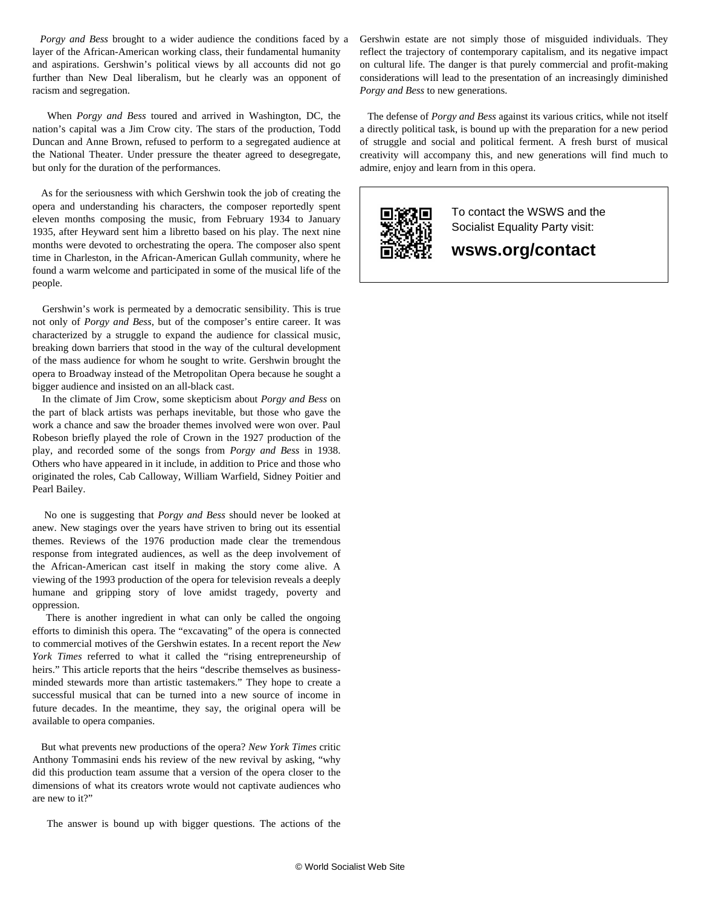*Porgy and Bess* brought to a wider audience the conditions faced by a layer of the African-American working class, their fundamental humanity and aspirations. Gershwin's political views by all accounts did not go further than New Deal liberalism, but he clearly was an opponent of racism and segregation.

When *Porgy and Bess* toured and arrived in Washington, DC, the nation's capital was a Jim Crow city. The stars of the production, Todd Duncan and Anne Brown, refused to perform to a segregated audience at the National Theater. Under pressure the theater agreed to desegregate, but only for the duration of the performances.

As for the seriousness with which Gershwin took the job of creating the opera and understanding his characters, the composer reportedly spent eleven months composing the music, from February 1934 to January 1935, after Heyward sent him a libretto based on his play. The next nine months were devoted to orchestrating the opera. The composer also spent time in Charleston, in the African-American Gullah community, where he found a warm welcome and participated in some of the musical life of the people.

Gershwin's work is permeated by a democratic sensibility. This is true not only of *Porgy and Bess*, but of the composer's entire career. It was characterized by a struggle to expand the audience for classical music, breaking down barriers that stood in the way of the cultural development of the mass audience for whom he sought to write. Gershwin brought the opera to Broadway instead of the Metropolitan Opera because he sought a bigger audience and insisted on an all-black cast.

In the climate of Jim Crow, some skepticism about *Porgy and Bess* on the part of black artists was perhaps inevitable, but those who gave the work a chance and saw the broader themes involved were won over. Paul Robeson briefly played the role of Crown in the 1927 production of the play, and recorded some of the songs from *Porgy and Bess* in 1938. Others who have appeared in it include, in addition to Price and those who originated the roles, Cab Calloway, William Warfield, Sidney Poitier and Pearl Bailey.

No one is suggesting that *Porgy and Bess* should never be looked at anew. New stagings over the years have striven to bring out its essential themes. Reviews of the 1976 production made clear the tremendous response from integrated audiences, as well as the deep involvement of the African-American cast itself in making the story come alive. A viewing of the 1993 production of the opera for television reveals a deeply humane and gripping story of love amidst tragedy, poverty and oppression.

There is another ingredient in what can only be called the ongoing efforts to diminish this opera. The "excavating" of the opera is connected to commercial motives of the Gershwin estates. In a recent report the *New York Times* referred to what it called the "rising entrepreneurship of heirs." This article reports that the heirs "describe themselves as business-minded stewards more than artistic tastemakers." They hope to create a successful musical that can be turned into a new source of income in future decades. In the meantime, they say, the original opera will be available to opera companies.

But what prevents new productions of the opera? *New York Times* critic Anthony Tommasini ends his review of the new revival by asking, "why did this production team assume that a version of the opera closer to the dimensions of what its creators wrote would not captivate audiences who are new to it?"

The answer is bound up with bigger questions. The actions of the Gershwin estate are not simply those of misguided individuals. They reflect the trajectory of contemporary capitalism, and its negative impact on cultural life. The danger is that purely commercial and profit-making considerations will lead to the presentation of an increasingly diminished *Porgy and Bess* to new generations.

The defense of *Porgy and Bess* against its various critics, while not itself a directly political task, is bound up with the preparation for a new period of struggle and social and political ferment. A fresh burst of musical creativity will accompany this, and new generations will find much to admire, enjoy and learn from in this opera.

To contact the WSWS and the Socialist Equality Party visit:

**wsws.org/contact**